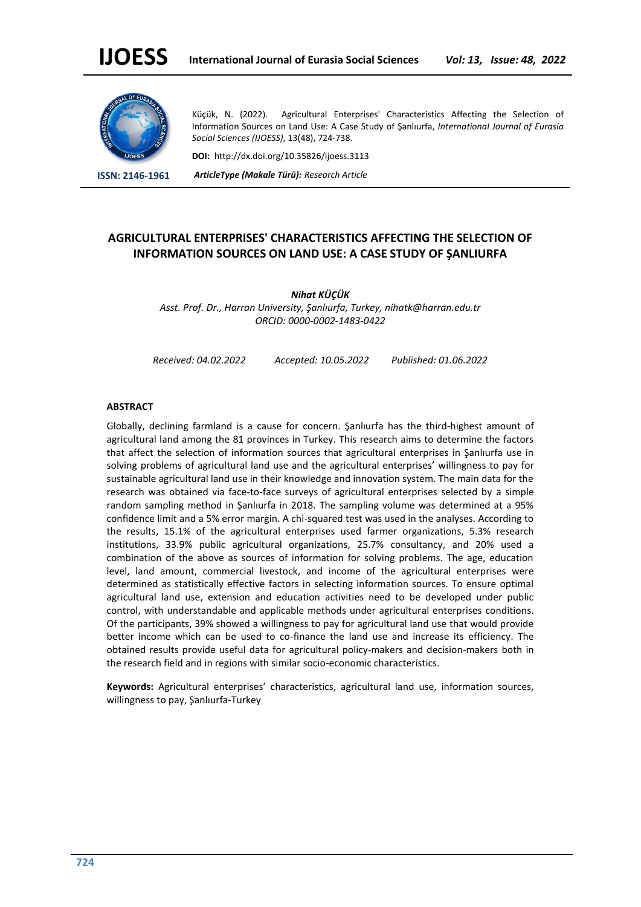Küçük, N. (2022). Agricultural Enterprises' Characteristics Affecting the Selection of Information Sources on Land Use: A Case Study of Şanlıurfa, *International Journal of Eurasia Social Sciences (IJOESS)*, 13(48), 724-738.

**DOI:** http://dx.doi.org/10.35826/ijoess.3113

**ISSN: 2146-1961**

***ArticleType (Makale Türü):** Research Article*

# AGRICULTURAL ENTERPRISES' CHARACTERISTICS AFFECTING THE SELECTION OF INFORMATION SOURCES ON LAND USE: A CASE STUDY OF ŞANLIURFA

***Nihat KÜÇÜK***

*Asst. Prof. Dr., Harran University, Şanlıurfa, Turkey, nihatk@harran.edu.tr*

*ORCID: 0000-0002-1483-0422*

*Received: 04.02.2022 Accepted: 10.05.2022 Published: 01.06.2022*

## ABSTRACT

Globally, declining farmland is a cause for concern. Şanlıurfa has the third-highest amount of agricultural land among the 81 provinces in Turkey. This research aims to determine the factors that affect the selection of information sources that agricultural enterprises in Şanlıurfa use in solving problems of agricultural land use and the agricultural enterprises' willingness to pay for sustainable agricultural land use in their knowledge and innovation system. The main data for the research was obtained via face-to-face surveys of agricultural enterprises selected by a simple random sampling method in Şanlıurfa in 2018. The sampling volume was determined at a 95% confidence limit and a 5% error margin. A chi-squared test was used in the analyses. According to the results, 15.1% of the agricultural enterprises used farmer organizations, 5.3% research institutions, 33.9% public agricultural organizations, 25.7% consultancy, and 20% used a combination of the above as sources of information for solving problems. The age, education level, land amount, commercial livestock, and income of the agricultural enterprises were determined as statistically effective factors in selecting information sources. To ensure optimal agricultural land use, extension and education activities need to be developed under public control, with understandable and applicable methods under agricultural enterprises conditions. Of the participants, 39% showed a willingness to pay for agricultural land use that would provide better income which can be used to co-finance the land use and increase its efficiency. The obtained results provide useful data for agricultural policy-makers and decision-makers both in the research field and in regions with similar socio-economic characteristics.

**Keywords:** Agricultural enterprises' characteristics, agricultural land use, information sources, willingness to pay, Şanlıurfa-Turkey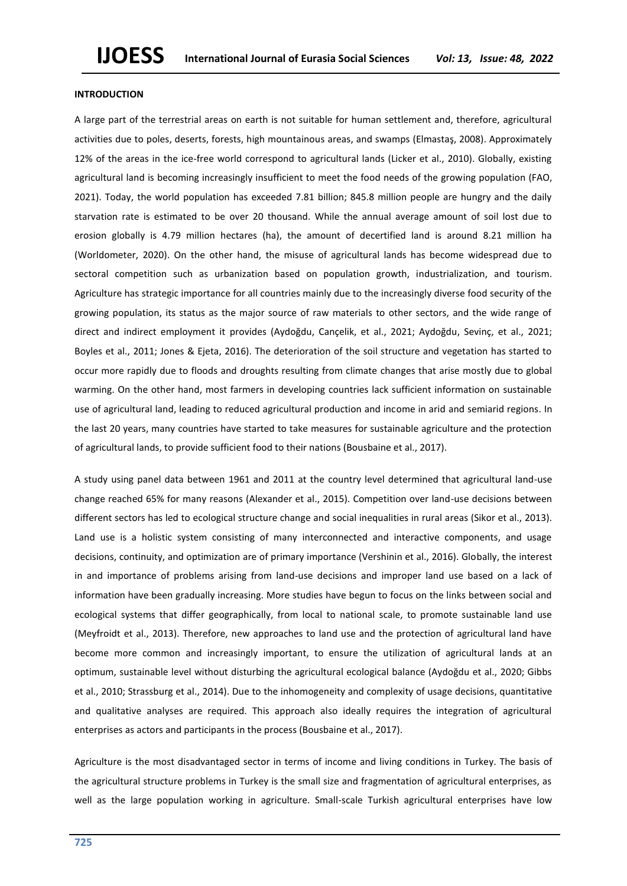**INTRODUCTION**

A large part of the terrestrial areas on earth is not suitable for human settlement and, therefore, agricultural activities due to poles, deserts, forests, high mountainous areas, and swamps (Elmastaş, 2008). Approximately 12% of the areas in the ice-free world correspond to agricultural lands (Licker et al., 2010). Globally, existing agricultural land is becoming increasingly insufficient to meet the food needs of the growing population (FAO, 2021). Today, the world population has exceeded 7.81 billion; 845.8 million people are hungry and the daily starvation rate is estimated to be over 20 thousand. While the annual average amount of soil lost due to erosion globally is 4.79 million hectares (ha), the amount of decertified land is around 8.21 million ha (Worldometer, 2020). On the other hand, the misuse of agricultural lands has become widespread due to sectoral competition such as urbanization based on population growth, industrialization, and tourism. Agriculture has strategic importance for all countries mainly due to the increasingly diverse food security of the growing population, its status as the major source of raw materials to other sectors, and the wide range of direct and indirect employment it provides (Aydoğdu, Cançelik, et al., 2021; Aydoğdu, Sevinç, et al., 2021; Boyles et al., 2011; Jones & Ejeta, 2016). The deterioration of the soil structure and vegetation has started to occur more rapidly due to floods and droughts resulting from climate changes that arise mostly due to global warming. On the other hand, most farmers in developing countries lack sufficient information on sustainable use of agricultural land, leading to reduced agricultural production and income in arid and semiarid regions. In the last 20 years, many countries have started to take measures for sustainable agriculture and the protection of agricultural lands, to provide sufficient food to their nations (Bousbaine et al., 2017).

A study using panel data between 1961 and 2011 at the country level determined that agricultural land-use change reached 65% for many reasons (Alexander et al., 2015). Competition over land-use decisions between different sectors has led to ecological structure change and social inequalities in rural areas (Sikor et al., 2013). Land use is a holistic system consisting of many interconnected and interactive components, and usage decisions, continuity, and optimization are of primary importance (Vershinin et al., 2016). Globally, the interest in and importance of problems arising from land-use decisions and improper land use based on a lack of information have been gradually increasing. More studies have begun to focus on the links between social and ecological systems that differ geographically, from local to national scale, to promote sustainable land use (Meyfroidt et al., 2013). Therefore, new approaches to land use and the protection of agricultural land have become more common and increasingly important, to ensure the utilization of agricultural lands at an optimum, sustainable level without disturbing the agricultural ecological balance (Aydoğdu et al., 2020; Gibbs et al., 2010; Strassburg et al., 2014). Due to the inhomogeneity and complexity of usage decisions, quantitative and qualitative analyses are required. This approach also ideally requires the integration of agricultural enterprises as actors and participants in the process (Bousbaine et al., 2017).

Agriculture is the most disadvantaged sector in terms of income and living conditions in Turkey. The basis of the agricultural structure problems in Turkey is the small size and fragmentation of agricultural enterprises, as well as the large population working in agriculture. Small-scale Turkish agricultural enterprises have low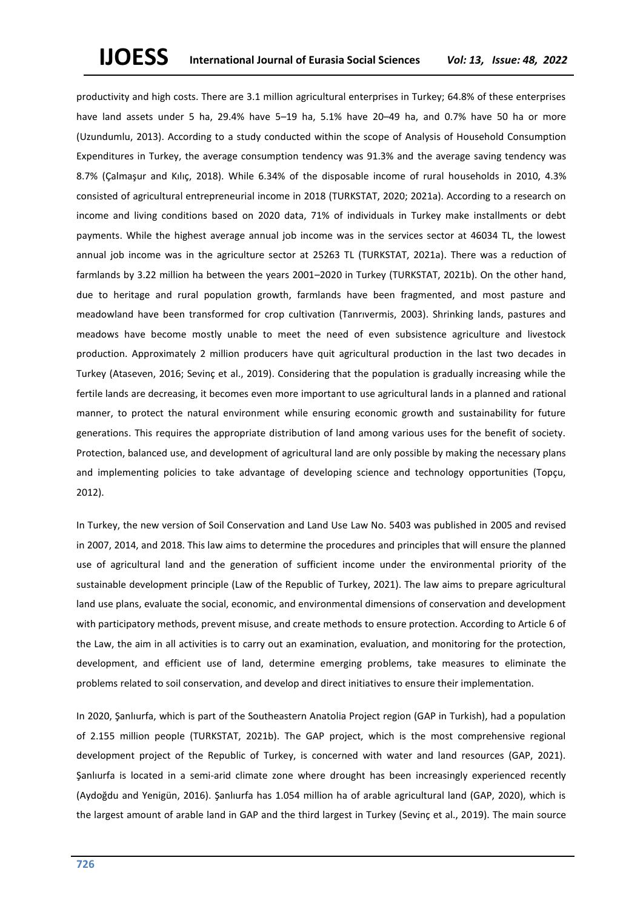productivity and high costs. There are 3.1 million agricultural enterprises in Turkey; 64.8% of these enterprises have land assets under 5 ha, 29.4% have 5–19 ha, 5.1% have 20–49 ha, and 0.7% have 50 ha or more (Uzundumlu, 2013). According to a study conducted within the scope of Analysis of Household Consumption Expenditures in Turkey, the average consumption tendency was 91.3% and the average saving tendency was 8.7% (Çalmaşur and Kılıç, 2018). While 6.34% of the disposable income of rural households in 2010, 4.3% consisted of agricultural entrepreneurial income in 2018 (TURKSTAT, 2020; 2021a). According to a research on income and living conditions based on 2020 data, 71% of individuals in Turkey make installments or debt payments. While the highest average annual job income was in the services sector at 46034 TL, the lowest annual job income was in the agriculture sector at 25263 TL (TURKSTAT, 2021a). There was a reduction of farmlands by 3.22 million ha between the years 2001–2020 in Turkey (TURKSTAT, 2021b). On the other hand, due to heritage and rural population growth, farmlands have been fragmented, and most pasture and meadowland have been transformed for crop cultivation (Tanrıvermis, 2003). Shrinking lands, pastures and meadows have become mostly unable to meet the need of even subsistence agriculture and livestock production. Approximately 2 million producers have quit agricultural production in the last two decades in Turkey (Ataseven, 2016; Sevinç et al., 2019). Considering that the population is gradually increasing while the fertile lands are decreasing, it becomes even more important to use agricultural lands in a planned and rational manner, to protect the natural environment while ensuring economic growth and sustainability for future generations. This requires the appropriate distribution of land among various uses for the benefit of society. Protection, balanced use, and development of agricultural land are only possible by making the necessary plans and implementing policies to take advantage of developing science and technology opportunities (Topçu, 2012).

In Turkey, the new version of Soil Conservation and Land Use Law No. 5403 was published in 2005 and revised in 2007, 2014, and 2018. This law aims to determine the procedures and principles that will ensure the planned use of agricultural land and the generation of sufficient income under the environmental priority of the sustainable development principle (Law of the Republic of Turkey, 2021). The law aims to prepare agricultural land use plans, evaluate the social, economic, and environmental dimensions of conservation and development with participatory methods, prevent misuse, and create methods to ensure protection. According to Article 6 of the Law, the aim in all activities is to carry out an examination, evaluation, and monitoring for the protection, development, and efficient use of land, determine emerging problems, take measures to eliminate the problems related to soil conservation, and develop and direct initiatives to ensure their implementation.

In 2020, Şanlıurfa, which is part of the Southeastern Anatolia Project region (GAP in Turkish), had a population of 2.155 million people (TURKSTAT, 2021b). The GAP project, which is the most comprehensive regional development project of the Republic of Turkey, is concerned with water and land resources (GAP, 2021). Şanlıurfa is located in a semi-arid climate zone where drought has been increasingly experienced recently (Aydoğdu and Yenigün, 2016). Şanlıurfa has 1.054 million ha of arable agricultural land (GAP, 2020), which is the largest amount of arable land in GAP and the third largest in Turkey (Sevinç et al., 2019). The main source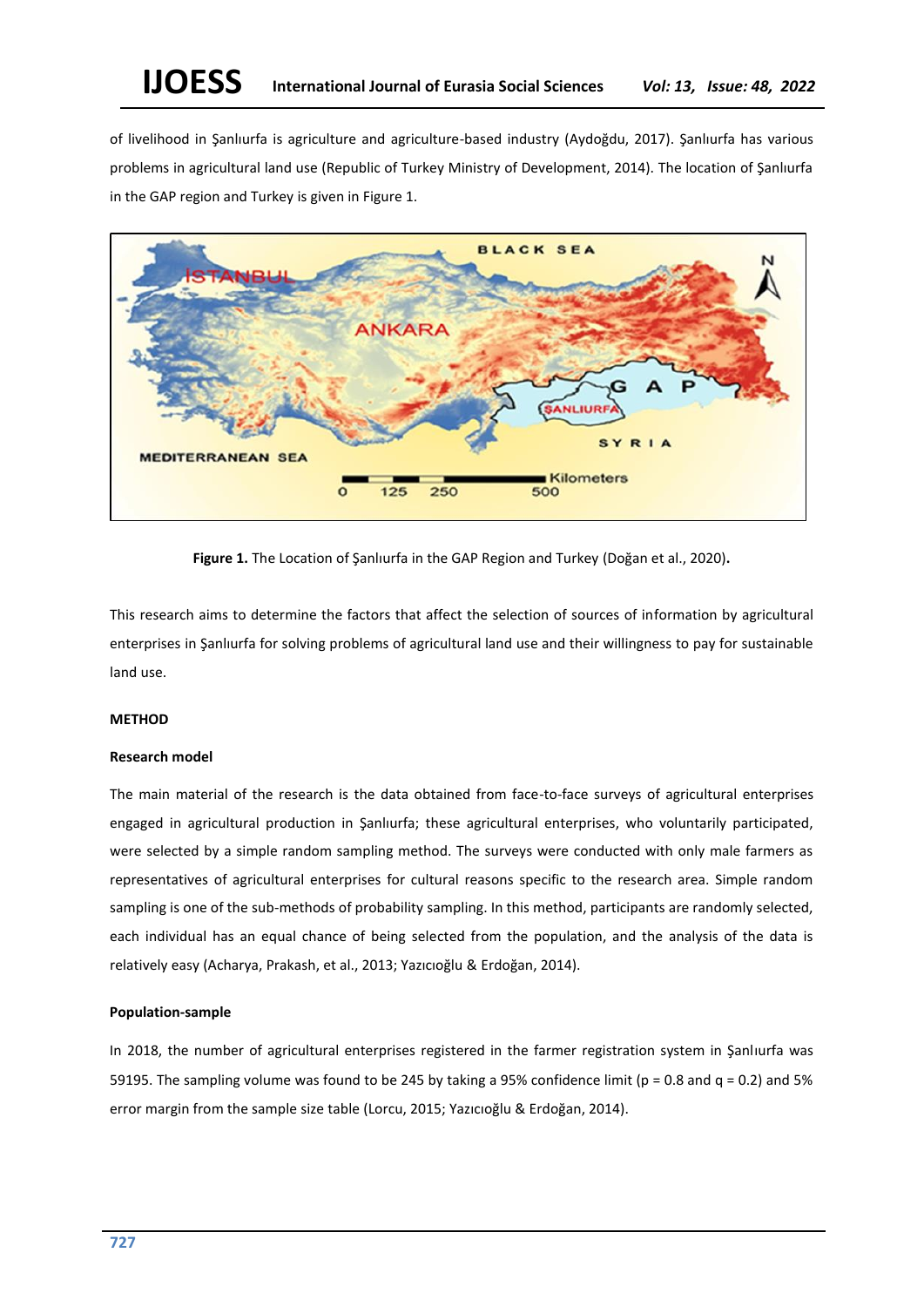of livelihood in Şanlıurfa is agriculture and agriculture-based industry (Aydoğdu, 2017). Şanlıurfa has various problems in agricultural land use (Republic of Turkey Ministry of Development, 2014). The location of Şanlıurfa in the GAP region and Turkey is given in Figure 1.

**Figure 1.** The Location of Şanlıurfa in the GAP Region and Turkey (Doğan et al., 2020)**.**

This research aims to determine the factors that affect the selection of sources of information by agricultural enterprises in Şanlıurfa for solving problems of agricultural land use and their willingness to pay for sustainable land use.

## METHOD

### Research model

The main material of the research is the data obtained from face-to-face surveys of agricultural enterprises engaged in agricultural production in Şanlıurfa; these agricultural enterprises, who voluntarily participated, were selected by a simple random sampling method. The surveys were conducted with only male farmers as representatives of agricultural enterprises for cultural reasons specific to the research area. Simple random sampling is one of the sub-methods of probability sampling. In this method, participants are randomly selected, each individual has an equal chance of being selected from the population, and the analysis of the data is relatively easy (Acharya, Prakash, et al., 2013; Yazıcıoğlu & Erdoğan, 2014).

### Population-sample

In 2018, the number of agricultural enterprises registered in the farmer registration system in Şanlıurfa was 59195. The sampling volume was found to be 245 by taking a 95% confidence limit (p = 0.8 and q = 0.2) and 5% error margin from the sample size table (Lorcu, 2015; Yazıcıoğlu & Erdoğan, 2014).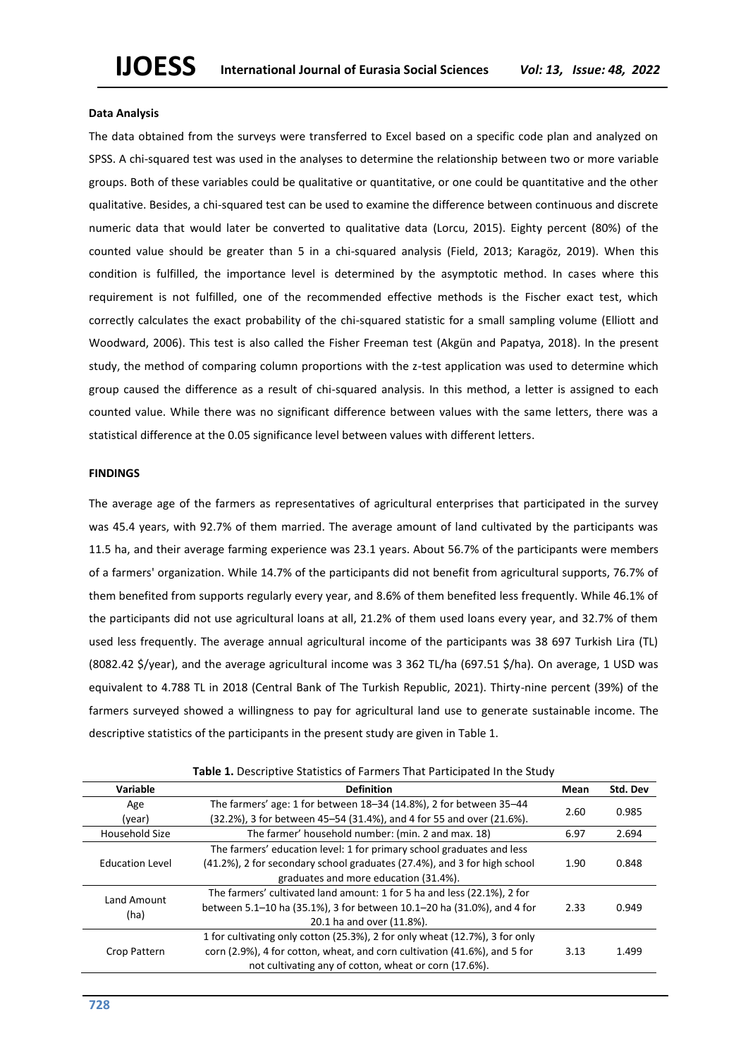### Data Analysis

The data obtained from the surveys were transferred to Excel based on a specific code plan and analyzed on SPSS. A chi-squared test was used in the analyses to determine the relationship between two or more variable groups. Both of these variables could be qualitative or quantitative, or one could be quantitative and the other qualitative. Besides, a chi-squared test can be used to examine the difference between continuous and discrete numeric data that would later be converted to qualitative data (Lorcu, 2015). Eighty percent (80%) of the counted value should be greater than 5 in a chi-squared analysis (Field, 2013; Karagöz, 2019). When this condition is fulfilled, the importance level is determined by the asymptotic method. In cases where this requirement is not fulfilled, one of the recommended effective methods is the Fischer exact test, which correctly calculates the exact probability of the chi-squared statistic for a small sampling volume (Elliott and Woodward, 2006). This test is also called the Fisher Freeman test (Akgün and Papatya, 2018). In the present study, the method of comparing column proportions with the z-test application was used to determine which group caused the difference as a result of chi-squared analysis. In this method, a letter is assigned to each counted value. While there was no significant difference between values with the same letters, there was a statistical difference at the 0.05 significance level between values with different letters.

## FINDINGS

The average age of the farmers as representatives of agricultural enterprises that participated in the survey was 45.4 years, with 92.7% of them married. The average amount of land cultivated by the participants was 11.5 ha, and their average farming experience was 23.1 years. About 56.7% of the participants were members of a farmers' organization. While 14.7% of the participants did not benefit from agricultural supports, 76.7% of them benefited from supports regularly every year, and 8.6% of them benefited less frequently. While 46.1% of the participants did not use agricultural loans at all, 21.2% of them used loans every year, and 32.7% of them used less frequently. The average annual agricultural income of the participants was 38 697 Turkish Lira (TL) (8082.42 $/year), and the average agricultural income was 3 362 TL/ha (697.51 $/ha). On average, 1 USD was equivalent to 4.788 TL in 2018 (Central Bank of The Turkish Republic, 2021). Thirty-nine percent (39%) of the farmers surveyed showed a willingness to pay for agricultural land use to generate sustainable income. The descriptive statistics of the participants in the present study are given in Table 1.

**Table 1.** Descriptive Statistics of Farmers That Participated In the Study

| Variable | Definition | Mean | Std. Dev |
|---|---|---|---|
| Age (year) | The farmers' age: 1 for between 18–34 (14.8%), 2 for between 35–44 (32.2%), 3 for between 45–54 (31.4%), and 4 for 55 and over (21.6%). | 2.60 | 0.985 |
| Household Size | The farmer' household number: (min. 2 and max. 18) | 6.97 | 2.694 |
| Education Level | The farmers' education level: 1 for primary school graduates and less (41.2%), 2 for secondary school graduates (27.4%), and 3 for high school graduates and more education (31.4%). | 1.90 | 0.848 |
| Land Amount (ha) | The farmers' cultivated land amount: 1 for 5 ha and less (22.1%), 2 for between 5.1–10 ha (35.1%), 3 for between 10.1–20 ha (31.0%), and 4 for 20.1 ha and over (11.8%). | 2.33 | 0.949 |
| Crop Pattern | 1 for cultivating only cotton (25.3%), 2 for only wheat (12.7%), 3 for only corn (2.9%), 4 for cotton, wheat, and corn cultivation (41.6%), and 5 for not cultivating any of cotton, wheat or corn (17.6%). | 3.13 | 1.499 |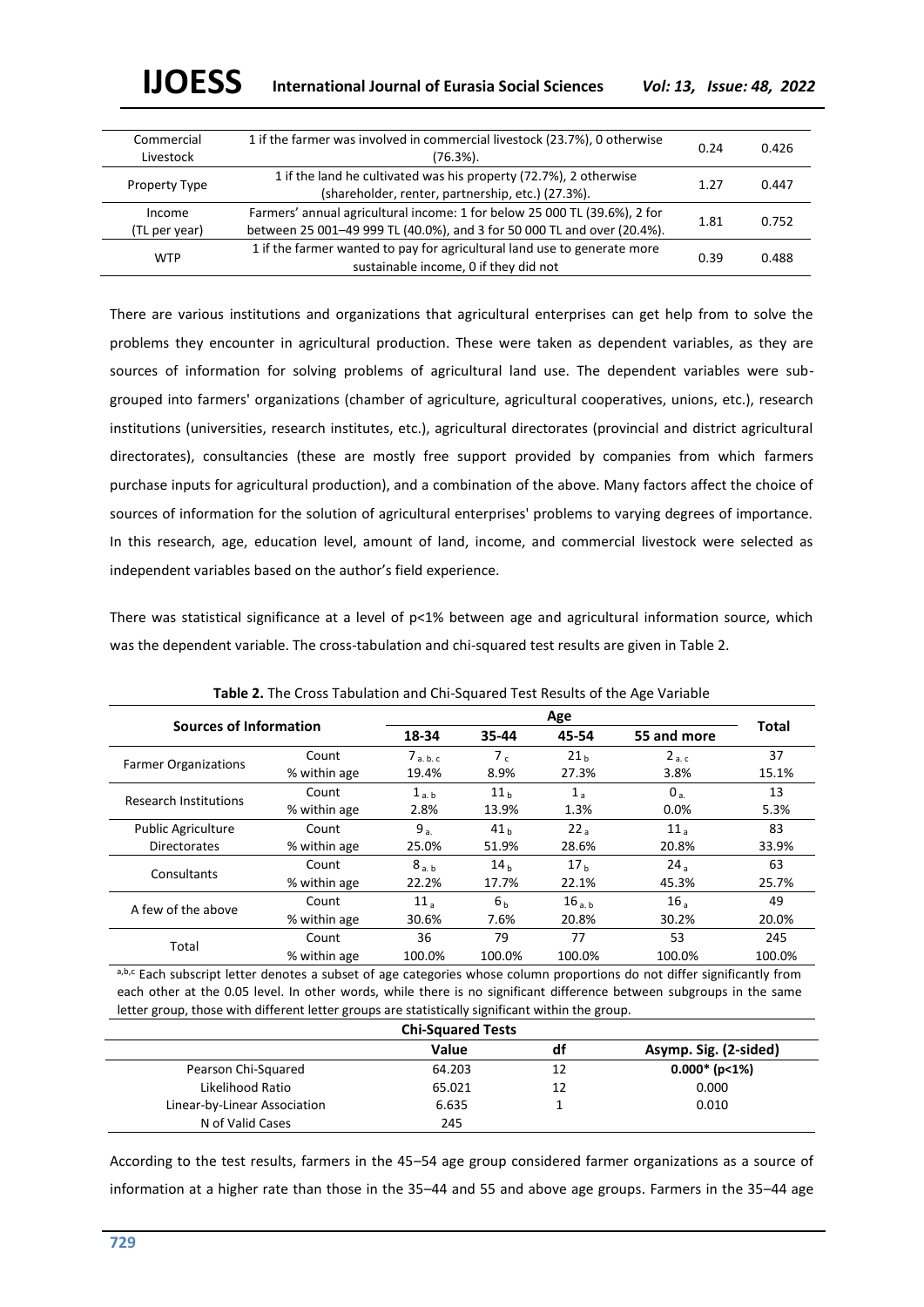| Commercial Livestock | 1 if the farmer was involved in commercial livestock (23.7%), 0 otherwise (76.3%). | 0.24 | 0.426 |
|---|---|---|---|
| Property Type | 1 if the land he cultivated was his property (72.7%), 2 otherwise (shareholder, renter, partnership, etc.) (27.3%). | 1.27 | 0.447 |
| Income (TL per year) | Farmers' annual agricultural income: 1 for below 25 000 TL (39.6%), 2 for between 25 001–49 999 TL (40.0%), and 3 for 50 000 TL and over (20.4%). | 1.81 | 0.752 |
| WTP | 1 if the farmer wanted to pay for agricultural land use to generate more sustainable income, 0 if they did not | 0.39 | 0.488 |

There are various institutions and organizations that agricultural enterprises can get help from to solve the problems they encounter in agricultural production. These were taken as dependent variables, as they are sources of information for solving problems of agricultural land use. The dependent variables were sub-grouped into farmers' organizations (chamber of agriculture, agricultural cooperatives, unions, etc.), research institutions (universities, research institutes, etc.), agricultural directorates (provincial and district agricultural directorates), consultancies (these are mostly free support provided by companies from which farmers purchase inputs for agricultural production), and a combination of the above. Many factors affect the choice of sources of information for the solution of agricultural enterprises' problems to varying degrees of importance. In this research, age, education level, amount of land, income, and commercial livestock were selected as independent variables based on the author's field experience.

There was statistical significance at a level of p<1% between age and agricultural information source, which was the dependent variable. The cross-tabulation and chi-squared test results are given in Table 2.

**Table 2.** The Cross Tabulation and Chi-Squared Test Results of the Age Variable

| Sources of Information | | Age | | | | Total |
|---|---|---|---|---|---|---|
| | | 18-34 | 35-44 | 45-54 | 55 and more | |
| Farmer Organizations | Count | $7_{a,b,c}$ | $7_{c}$ | $21_{b}$ | $2_{a,c}$ | 37 |
| | % within age | 19.4% | 8.9% | 27.3% | 3.8% | 15.1% |
| Research Institutions | Count | $1_{a,b}$ | $11_{b}$ | $1_{a}$ | $0_{a}$ | 13 |
| | % within age | 2.8% | 13.9% | 1.3% | 0.0% | 5.3% |
| Public Agriculture Directorates | Count | $9_{a}$ | $41_{b}$ | $22_{a}$ | $11_{a}$ | 83 |
| | % within age | 25.0% | 51.9% | 28.6% | 20.8% | 33.9% |
| Consultants | Count | $8_{a,b}$ | $14_{b}$ | $17_{b}$ | $24_{a}$ | 63 |
| | % within age | 22.2% | 17.7% | 22.1% | 45.3% | 25.7% |
| A few of the above | Count | $11_{a}$ | $6_{b}$ | $16_{a,b}$ | $16_{a}$ | 49 |
| | % within age | 30.6% | 7.6% | 20.8% | 30.2% | 20.0% |
| Total | Count | 36 | 79 | 77 | 53 | 245 |
| | % within age | 100.0% | 100.0% | 100.0% | 100.0% | 100.0% |

a,b,c Each subscript letter denotes a subset of age categories whose column proportions do not differ significantly from each other at the 0.05 level. In other words, while there is no significant difference between subgroups in the same letter group, those with different letter groups are statistically significant within the group.

**Chi-Squared Tests**

| | Value | df | Asymp. Sig. (2-sided) |
|---|---|---|---|
| Pearson Chi-Squared | 64.203 | 12 | **0.000* (p<1%)** |
| Likelihood Ratio | 65.021 | 12 | 0.000 |
| Linear-by-Linear Association | 6.635 | 1 | 0.010 |
| N of Valid Cases | 245 | | |

According to the test results, farmers in the 45–54 age group considered farmer organizations as a source of information at a higher rate than those in the 35–44 and 55 and above age groups. Farmers in the 35–44 age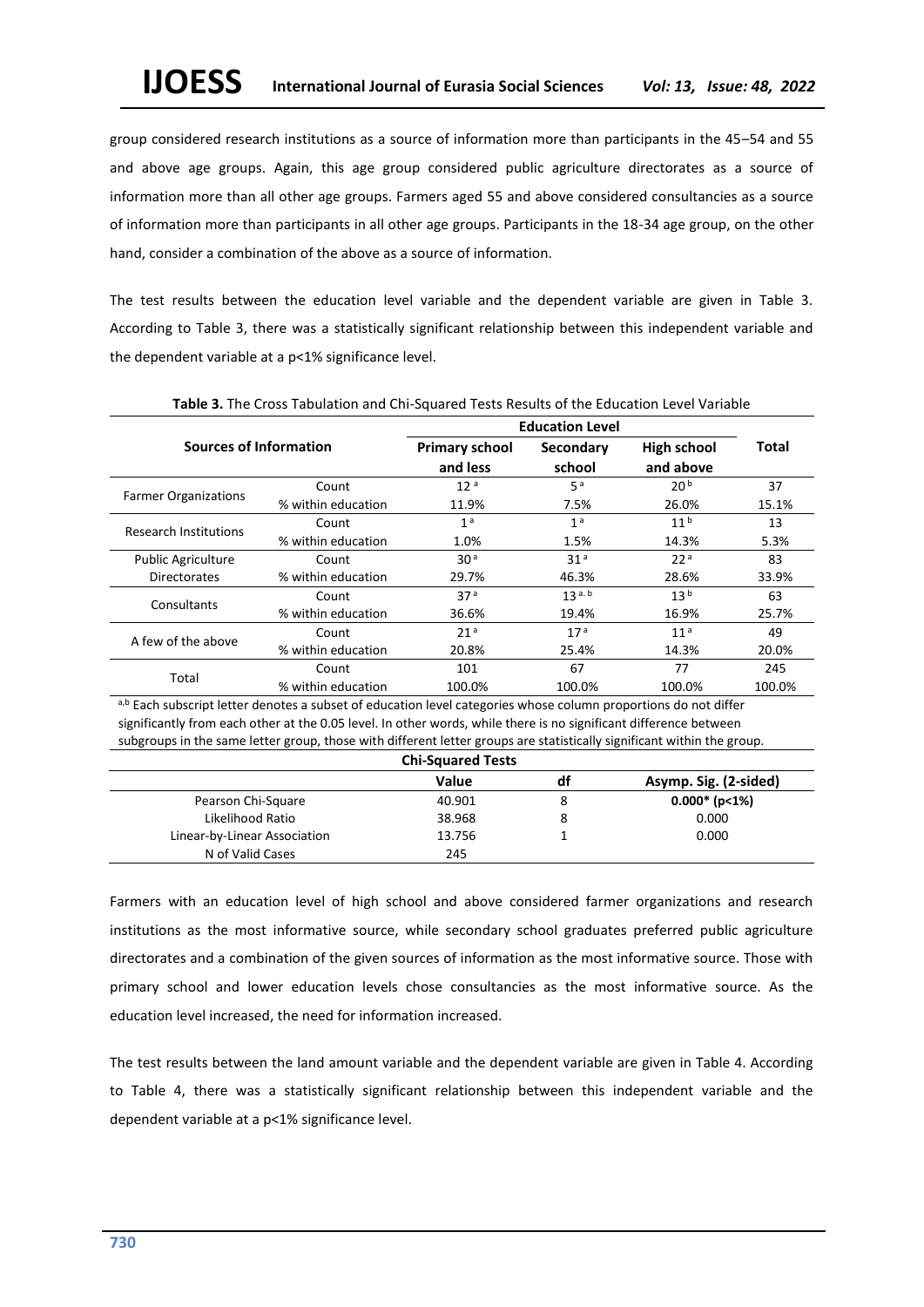group considered research institutions as a source of information more than participants in the 45–54 and 55 and above age groups. Again, this age group considered public agriculture directorates as a source of information more than all other age groups. Farmers aged 55 and above considered consultancies as a source of information more than participants in all other age groups. Participants in the 18-34 age group, on the other hand, consider a combination of the above as a source of information.

The test results between the education level variable and the dependent variable are given in Table 3. According to Table 3, there was a statistically significant relationship between this independent variable and the dependent variable at a p<1% significance level.

**Table 3.** The Cross Tabulation and Chi-Squared Tests Results of the Education Level Variable

| Sources of Information | | Education Level | | | Total |
|---|---|---|---|---|---|
| | | **Primary school and less** | **Secondary school** | **High school and above** | |
| Farmer Organizations | Count | 12 [a] | 5 [a] | 20 [b] | 37 |
| | % within education | 11.9% | 7.5% | 26.0% | 15.1% |
| Research Institutions | Count | 1 [a] | 1 [a] | 11 [b] | 13 |
| | % within education | 1.0% | 1.5% | 14.3% | 5.3% |
| Public Agriculture Directorates | Count | 30 [a] | 31 [a] | 22 [a] | 83 |
| | % within education | 29.7% | 46.3% | 28.6% | 33.9% |
| Consultants | Count | 37 [a] | 13 [a, b] | 13 [b] | 63 |
| | % within education | 36.6% | 19.4% | 16.9% | 25.7% |
| A few of the above | Count | 21 [a] | 17 [a] | 11 [a] | 49 |
| | % within education | 20.8% | 25.4% | 14.3% | 20.0% |
| Total | Count | 101 | 67 | 77 | 245 |
| | % within education | 100.0% | 100.0% | 100.0% | 100.0% |

[a,b] Each subscript letter denotes a subset of education level categories whose column proportions do not differ significantly from each other at the 0.05 level. In other words, while there is no significant difference between subgroups in the same letter group, those with different letter groups are statistically significant within the group.

**Chi-Squared Tests**

| | Value | df | Asymp. Sig. (2-sided) |
|---|---|---|---|
| Pearson Chi-Square | 40.901 | 8 | **0.000* (p<1%)** |
| Likelihood Ratio | 38.968 | 8 | 0.000 |
| Linear-by-Linear Association | 13.756 | 1 | 0.000 |
| N of Valid Cases | 245 | | |

Farmers with an education level of high school and above considered farmer organizations and research institutions as the most informative source, while secondary school graduates preferred public agriculture directorates and a combination of the given sources of information as the most informative source. Those with primary school and lower education levels chose consultancies as the most informative source. As the education level increased, the need for information increased.

The test results between the land amount variable and the dependent variable are given in Table 4. According to Table 4, there was a statistically significant relationship between this independent variable and the dependent variable at a p<1% significance level.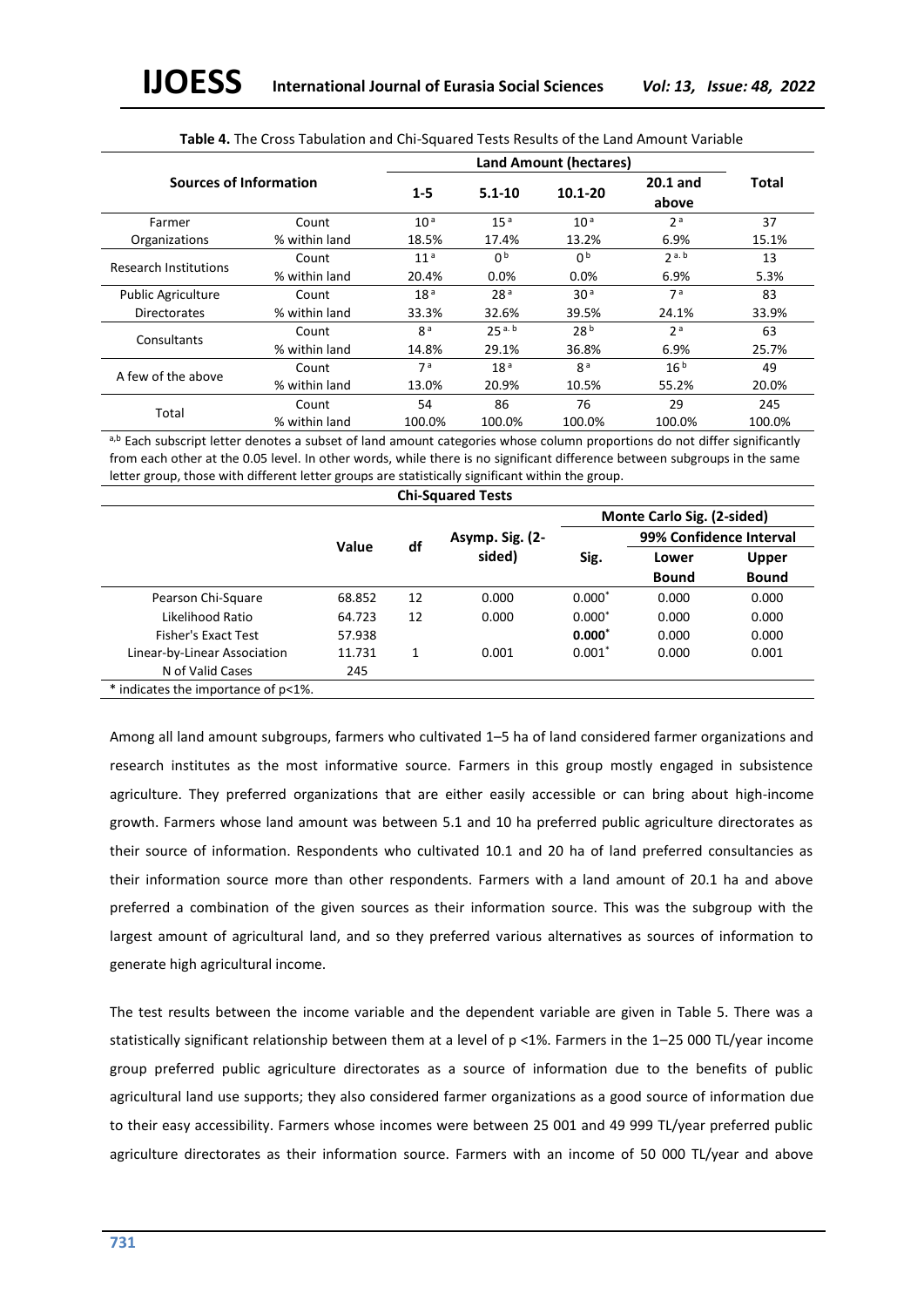**Table 4.** The Cross Tabulation and Chi-Squared Tests Results of the Land Amount Variable

| Sources of Information | | Land Amount (hectares) | | | | Total |
|---|---|---|---|---|---|---|
| | | 1-5 | 5.1-10 | 10.1-20 | 20.1 and above | |
| Farmer Organizations | Count | 10 [a] | 15 [a] | 10 [a] | 2 [a] | 37 |
| | % within land | 18.5% | 17.4% | 13.2% | 6.9% | 15.1% |
| Research Institutions | Count | 11 [a] | 0 [b] | 0 [b] | 2 [a, b] | 13 |
| | % within land | 20.4% | 0.0% | 0.0% | 6.9% | 5.3% |
| Public Agriculture Directorates | Count | 18 [a] | 28 [a] | 30 [a] | 7 [a] | 83 |
| | % within land | 33.3% | 32.6% | 39.5% | 24.1% | 33.9% |
| Consultants | Count | 8 [a] | 25 [a, b] | 28 [b] | 2 [a] | 63 |
| | % within land | 14.8% | 29.1% | 36.8% | 6.9% | 25.7% |
| A few of the above | Count | 7 [a] | 18 [a] | 8 [a] | 16 [b] | 49 |
| | % within land | 13.0% | 20.9% | 10.5% | 55.2% | 20.0% |
| Total | Count | 54 | 86 | 76 | 29 | 245 |
| | % within land | 100.0% | 100.0% | 100.0% | 100.0% | 100.0% |

[a,b] Each subscript letter denotes a subset of land amount categories whose column proportions do not differ significantly from each other at the 0.05 level. In other words, while there is no significant difference between subgroups in the same letter group, those with different letter groups are statistically significant within the group.

**Chi-Squared Tests**

| | Value | df | Asymp. Sig. (2-sided) | Monte Carlo Sig. (2-sided) | | |
|---|---|---|---|---|---|---|
| | | | | Sig. | 99% Confidence Interval | |
| | | | | | Lower Bound | Upper Bound |
| Pearson Chi-Square | 68.852 | 12 | 0.000 | 0.000* | 0.000 | 0.000 |
| Likelihood Ratio | 64.723 | 12 | 0.000 | 0.000* | 0.000 | 0.000 |
| Fisher's Exact Test | 57.938 | | | **0.000*** | 0.000 | 0.000 |
| Linear-by-Linear Association | 11.731 | 1 | 0.001 | 0.001* | 0.000 | 0.001 |
| N of Valid Cases | 245 | | | | | |

* indicates the importance of p<1%.

Among all land amount subgroups, farmers who cultivated 1–5 ha of land considered farmer organizations and research institutes as the most informative source. Farmers in this group mostly engaged in subsistence agriculture. They preferred organizations that are either easily accessible or can bring about high-income growth. Farmers whose land amount was between 5.1 and 10 ha preferred public agriculture directorates as their source of information. Respondents who cultivated 10.1 and 20 ha of land preferred consultancies as their information source more than other respondents. Farmers with a land amount of 20.1 ha and above preferred a combination of the given sources as their information source. This was the subgroup with the largest amount of agricultural land, and so they preferred various alternatives as sources of information to generate high agricultural income.

The test results between the income variable and the dependent variable are given in Table 5. There was a statistically significant relationship between them at a level of p <1%. Farmers in the 1–25 000 TL/year income group preferred public agriculture directorates as a source of information due to the benefits of public agricultural land use supports; they also considered farmer organizations as a good source of information due to their easy accessibility. Farmers whose incomes were between 25 001 and 49 999 TL/year preferred public agriculture directorates as their information source. Farmers with an income of 50 000 TL/year and above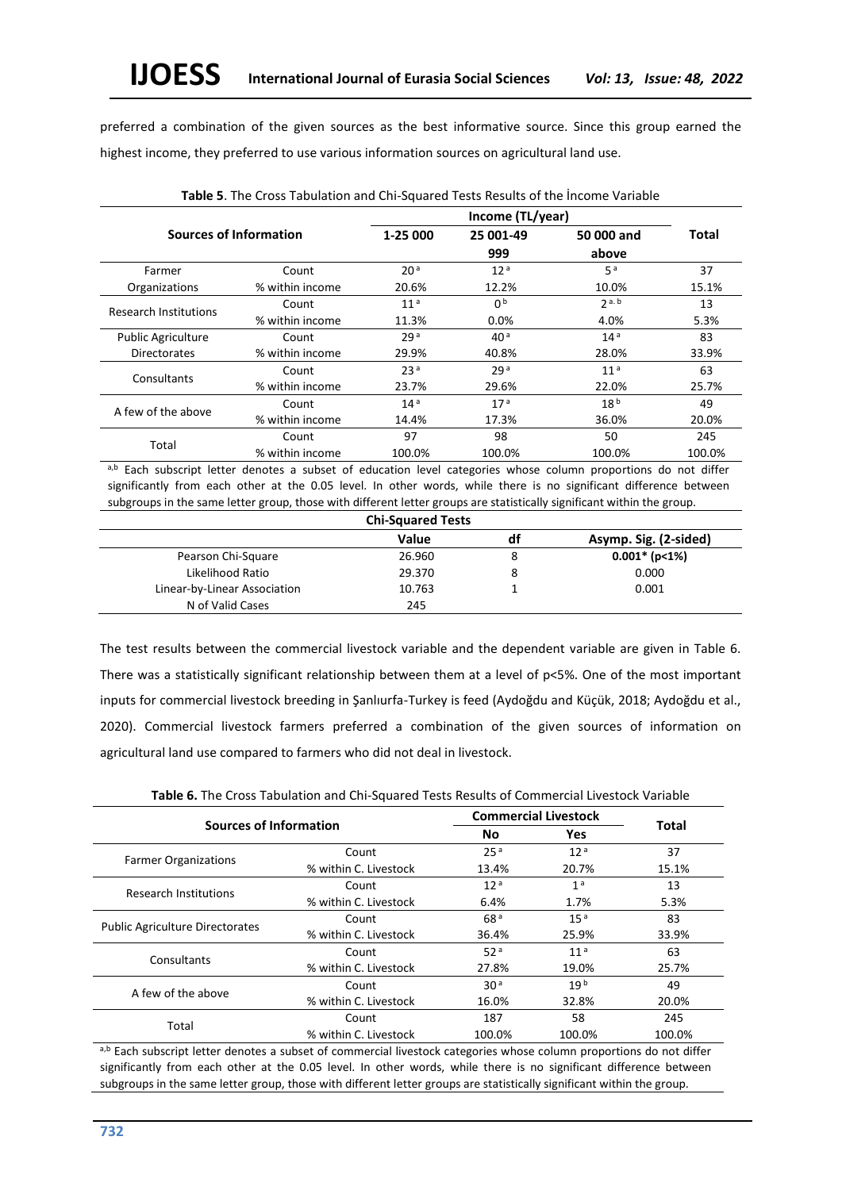preferred a combination of the given sources as the best informative source. Since this group earned the highest income, they preferred to use various information sources on agricultural land use.

**Table 5**. The Cross Tabulation and Chi-Squared Tests Results of the İncome Variable

| Sources of Information | | Income (TL/year) | | | Total |
|---|---|---|---|---|---|
| | | 1-25 000 | 25 001-49 999 | 50 000 and above | |
| Farmer Organizations | Count | 20 [a] | 12 [a] | 5 [a] | 37 |
| | % within income | 20.6% | 12.2% | 10.0% | 15.1% |
| Research Institutions | Count | 11 [a] | 0 [b] | 2 [a, b] | 13 |
| | % within income | 11.3% | 0.0% | 4.0% | 5.3% |
| Public Agriculture Directorates | Count | 29 [a] | 40 [a] | 14 [a] | 83 |
| | % within income | 29.9% | 40.8% | 28.0% | 33.9% |
| Consultants | Count | 23 [a] | 29 [a] | 11 [a] | 63 |
| | % within income | 23.7% | 29.6% | 22.0% | 25.7% |
| A few of the above | Count | 14 [a] | 17 [a] | 18 [b] | 49 |
| | % within income | 14.4% | 17.3% | 36.0% | 20.0% |
| Total | Count | 97 | 98 | 50 | 245 |
| | % within income | 100.0% | 100.0% | 100.0% | 100.0% |

[a,b] Each subscript letter denotes a subset of education level categories whose column proportions do not differ significantly from each other at the 0.05 level. In other words, while there is no significant difference between subgroups in the same letter group, those with different letter groups are statistically significant within the group.

**Chi-Squared Tests**

| | Value | df | Asymp. Sig. (2-sided) |
|---|---|---|---|
| Pearson Chi-Square | 26.960 | 8 | **0.001\* (p<1%)** |
| Likelihood Ratio | 29.370 | 8 | 0.000 |
| Linear-by-Linear Association | 10.763 | 1 | 0.001 |
| N of Valid Cases | 245 | | |

The test results between the commercial livestock variable and the dependent variable are given in Table 6. There was a statistically significant relationship between them at a level of p<5%. One of the most important inputs for commercial livestock breeding in Şanlıurfa-Turkey is feed (Aydoğdu and Küçük, 2018; Aydoğdu et al., 2020). Commercial livestock farmers preferred a combination of the given sources of information on agricultural land use compared to farmers who did not deal in livestock.

**Table 6.** The Cross Tabulation and Chi-Squared Tests Results of Commercial Livestock Variable

| Sources of Information | | Commercial Livestock | | Total |
|---|---|---|---|---|
| | | No | Yes | |
| Farmer Organizations | Count | 25 [a] | 12 [a] | 37 |
| | % within C. Livestock | 13.4% | 20.7% | 15.1% |
| Research Institutions | Count | 12 [a] | 1 [a] | 13 |
| | % within C. Livestock | 6.4% | 1.7% | 5.3% |
| Public Agriculture Directorates | Count | 68 [a] | 15 [a] | 83 |
| | % within C. Livestock | 36.4% | 25.9% | 33.9% |
| Consultants | Count | 52 [a] | 11 [a] | 63 |
| | % within C. Livestock | 27.8% | 19.0% | 25.7% |
| A few of the above | Count | 30 [a] | 19 [b] | 49 |
| | % within C. Livestock | 16.0% | 32.8% | 20.0% |
| Total | Count | 187 | 58 | 245 |
| | % within C. Livestock | 100.0% | 100.0% | 100.0% |

[a,b] Each subscript letter denotes a subset of commercial livestock categories whose column proportions do not differ significantly from each other at the 0.05 level. In other words, while there is no significant difference between subgroups in the same letter group, those with different letter groups are statistically significant within the group.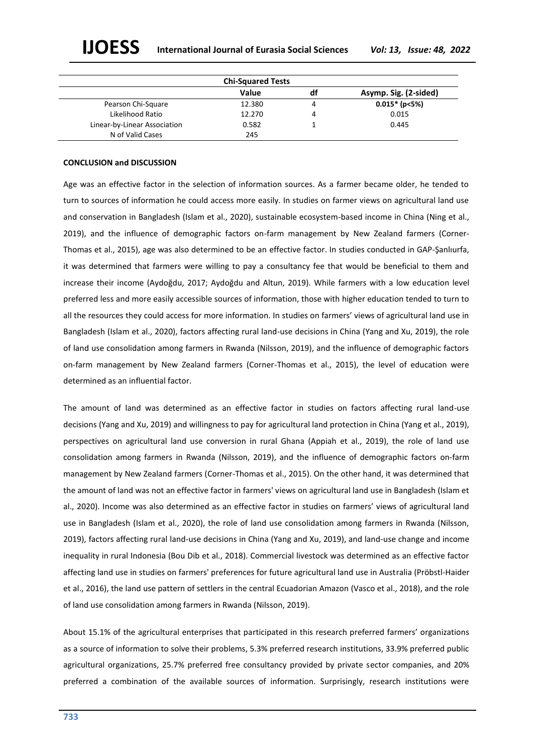| Chi-Squared Tests | | | |
|---|---|---|---|
| | **Value** | **df** | **Asymp. Sig. (2-sided)** |
| Pearson Chi-Square | 12.380 | 4 | **0.015* (p<5%)** |
| Likelihood Ratio | 12.270 | 4 | 0.015 |
| Linear-by-Linear Association | 0.582 | 1 | 0.445 |
| N of Valid Cases | 245 | | |

**CONCLUSION and DISCUSSION**

Age was an effective factor in the selection of information sources. As a farmer became older, he tended to turn to sources of information he could access more easily. In studies on farmer views on agricultural land use and conservation in Bangladesh (Islam et al., 2020), sustainable ecosystem-based income in China (Ning et al., 2019), and the influence of demographic factors on-farm management by New Zealand farmers (Corner-Thomas et al., 2015), age was also determined to be an effective factor. In studies conducted in GAP-Şanlıurfa, it was determined that farmers were willing to pay a consultancy fee that would be beneficial to them and increase their income (Aydoğdu, 2017; Aydoğdu and Altun, 2019). While farmers with a low education level preferred less and more easily accessible sources of information, those with higher education tended to turn to all the resources they could access for more information. In studies on farmers' views of agricultural land use in Bangladesh (Islam et al., 2020), factors affecting rural land-use decisions in China (Yang and Xu, 2019), the role of land use consolidation among farmers in Rwanda (Nilsson, 2019), and the influence of demographic factors on-farm management by New Zealand farmers (Corner-Thomas et al., 2015), the level of education were determined as an influential factor.

The amount of land was determined as an effective factor in studies on factors affecting rural land-use decisions (Yang and Xu, 2019) and willingness to pay for agricultural land protection in China (Yang et al., 2019), perspectives on agricultural land use conversion in rural Ghana (Appiah et al., 2019), the role of land use consolidation among farmers in Rwanda (Nilsson, 2019), and the influence of demographic factors on-farm management by New Zealand farmers (Corner-Thomas et al., 2015). On the other hand, it was determined that the amount of land was not an effective factor in farmers' views on agricultural land use in Bangladesh (Islam et al., 2020). Income was also determined as an effective factor in studies on farmers' views of agricultural land use in Bangladesh (Islam et al., 2020), the role of land use consolidation among farmers in Rwanda (Nilsson, 2019), factors affecting rural land-use decisions in China (Yang and Xu, 2019), and land-use change and income inequality in rural Indonesia (Bou Dib et al., 2018). Commercial livestock was determined as an effective factor affecting land use in studies on farmers' preferences for future agricultural land use in Australia (Pröbstl-Haider et al., 2016), the land use pattern of settlers in the central Ecuadorian Amazon (Vasco et al., 2018), and the role of land use consolidation among farmers in Rwanda (Nilsson, 2019).

About 15.1% of the agricultural enterprises that participated in this research preferred farmers' organizations as a source of information to solve their problems, 5.3% preferred research institutions, 33.9% preferred public agricultural organizations, 25.7% preferred free consultancy provided by private sector companies, and 20% preferred a combination of the available sources of information. Surprisingly, research institutions were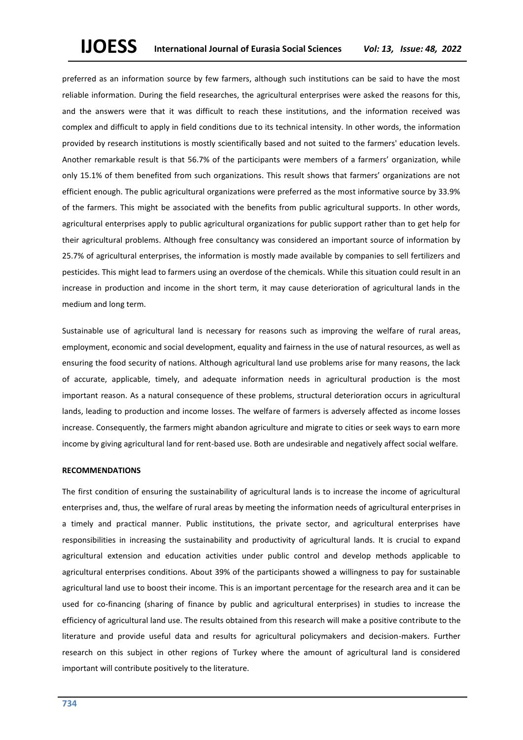preferred as an information source by few farmers, although such institutions can be said to have the most reliable information. During the field researches, the agricultural enterprises were asked the reasons for this, and the answers were that it was difficult to reach these institutions, and the information received was complex and difficult to apply in field conditions due to its technical intensity. In other words, the information provided by research institutions is mostly scientifically based and not suited to the farmers' education levels. Another remarkable result is that 56.7% of the participants were members of a farmers' organization, while only 15.1% of them benefited from such organizations. This result shows that farmers' organizations are not efficient enough. The public agricultural organizations were preferred as the most informative source by 33.9% of the farmers. This might be associated with the benefits from public agricultural supports. In other words, agricultural enterprises apply to public agricultural organizations for public support rather than to get help for their agricultural problems. Although free consultancy was considered an important source of information by 25.7% of agricultural enterprises, the information is mostly made available by companies to sell fertilizers and pesticides. This might lead to farmers using an overdose of the chemicals. While this situation could result in an increase in production and income in the short term, it may cause deterioration of agricultural lands in the medium and long term.

Sustainable use of agricultural land is necessary for reasons such as improving the welfare of rural areas, employment, economic and social development, equality and fairness in the use of natural resources, as well as ensuring the food security of nations. Although agricultural land use problems arise for many reasons, the lack of accurate, applicable, timely, and adequate information needs in agricultural production is the most important reason. As a natural consequence of these problems, structural deterioration occurs in agricultural lands, leading to production and income losses. The welfare of farmers is adversely affected as income losses increase. Consequently, the farmers might abandon agriculture and migrate to cities or seek ways to earn more income by giving agricultural land for rent-based use. Both are undesirable and negatively affect social welfare.

## RECOMMENDATIONS

The first condition of ensuring the sustainability of agricultural lands is to increase the income of agricultural enterprises and, thus, the welfare of rural areas by meeting the information needs of agricultural enterprises in a timely and practical manner. Public institutions, the private sector, and agricultural enterprises have responsibilities in increasing the sustainability and productivity of agricultural lands. It is crucial to expand agricultural extension and education activities under public control and develop methods applicable to agricultural enterprises conditions. About 39% of the participants showed a willingness to pay for sustainable agricultural land use to boost their income. This is an important percentage for the research area and it can be used for co-financing (sharing of finance by public and agricultural enterprises) in studies to increase the efficiency of agricultural land use. The results obtained from this research will make a positive contribute to the literature and provide useful data and results for agricultural policymakers and decision-makers. Further research on this subject in other regions of Turkey where the amount of agricultural land is considered important will contribute positively to the literature.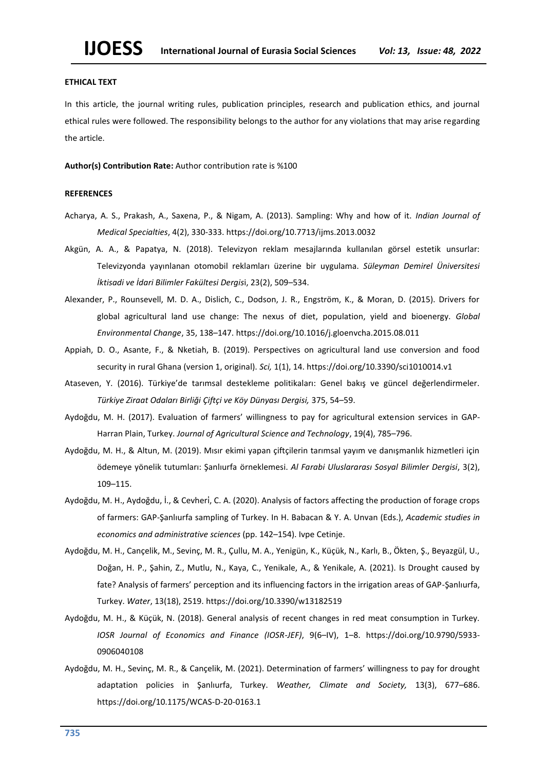**ETHICAL TEXT**

In this article, the journal writing rules, publication principles, research and publication ethics, and journal ethical rules were followed. The responsibility belongs to the author for any violations that may arise regarding the article.

**Author(s) Contribution Rate:** Author contribution rate is %100

**REFERENCES**

Acharya, A. S., Prakash, A., Saxena, P., & Nigam, A. (2013). Sampling: Why and how of it. *Indian Journal of Medical Specialties*, 4(2), 330-333. https://doi.org/10.7713/ijms.2013.0032

Akgün, A. A., & Papatya, N. (2018). Televizyon reklam mesajlarında kullanılan görsel estetik unsurlar: Televizyonda yayınlanan otomobil reklamları üzerine bir uygulama. *Süleyman Demirel Üniversitesi İktisadi ve İdari Bilimler Fakültesi Dergis*i, 23(2), 509–534.

Alexander, P., Rounsevell, M. D. A., Dislich, C., Dodson, J. R., Engström, K., & Moran, D. (2015). Drivers for global agricultural land use change: The nexus of diet, population, yield and bioenergy. *Global Environmental Change*, 35, 138–147. https://doi.org/10.1016/j.gloenvcha.2015.08.011

Appiah, D. O., Asante, F., & Nketiah, B. (2019). Perspectives on agricultural land use conversion and food security in rural Ghana (version 1, original). *Sci,* 1(1), 14. https://doi.org/10.3390/sci1010014.v1

Ataseven, Y. (2016). Türkiye'de tarımsal destekleme politikaları: Genel bakış ve güncel değerlendirmeler. *Türkiye Ziraat Odaları Birliği Çiftçi ve Köy Dünyası Dergisi,* 375, 54–59.

Aydoğdu, M. H. (2017). Evaluation of farmers' willingness to pay for agricultural extension services in GAP-Harran Plain, Turkey. *Journal of Agricultural Science and Technology*, 19(4), 785–796.

Aydoğdu, M. H., & Altun, M. (2019). Mısır ekimi yapan çiftçilerin tarımsal yayım ve danışmanlık hizmetleri için ödemeye yönelik tutumları: Şanlıurfa örneklemesi. *Al Farabi Uluslararası Sosyal Bilimler Dergisi*, 3(2), 109–115.

Aydoğdu, M. H., Aydoğdu, İ., & Cevherİ, C. A. (2020). Analysis of factors affecting the production of forage crops of farmers: GAP-Şanlıurfa sampling of Turkey. In H. Babacan & Y. A. Unvan (Eds.), *Academic studies in economics and administrative sciences* (pp. 142–154). Ivpe Cetinje.

Aydoğdu, M. H., Cançelik, M., Sevinç, M. R., Çullu, M. A., Yenigün, K., Küçük, N., Karlı, B., Ökten, Ş., Beyazgül, U., Doğan, H. P., Şahin, Z., Mutlu, N., Kaya, C., Yenikale, A., & Yenikale, A. (2021). Is Drought caused by fate? Analysis of farmers' perception and its influencing factors in the irrigation areas of GAP-Şanlıurfa, Turkey. *Water*, 13(18), 2519. https://doi.org/10.3390/w13182519

Aydoğdu, M. H., & Küçük, N. (2018). General analysis of recent changes in red meat consumption in Turkey. *IOSR Journal of Economics and Finance (IOSR-JEF)*, 9(6–IV), 1–8. https://doi.org/10.9790/5933-0906040108

Aydoğdu, M. H., Sevinç, M. R., & Cançelik, M. (2021). Determination of farmers' willingness to pay for drought adaptation policies in Şanlıurfa, Turkey. *Weather, Climate and Society,* 13(3), 677–686. https://doi.org/10.1175/WCAS-D-20-0163.1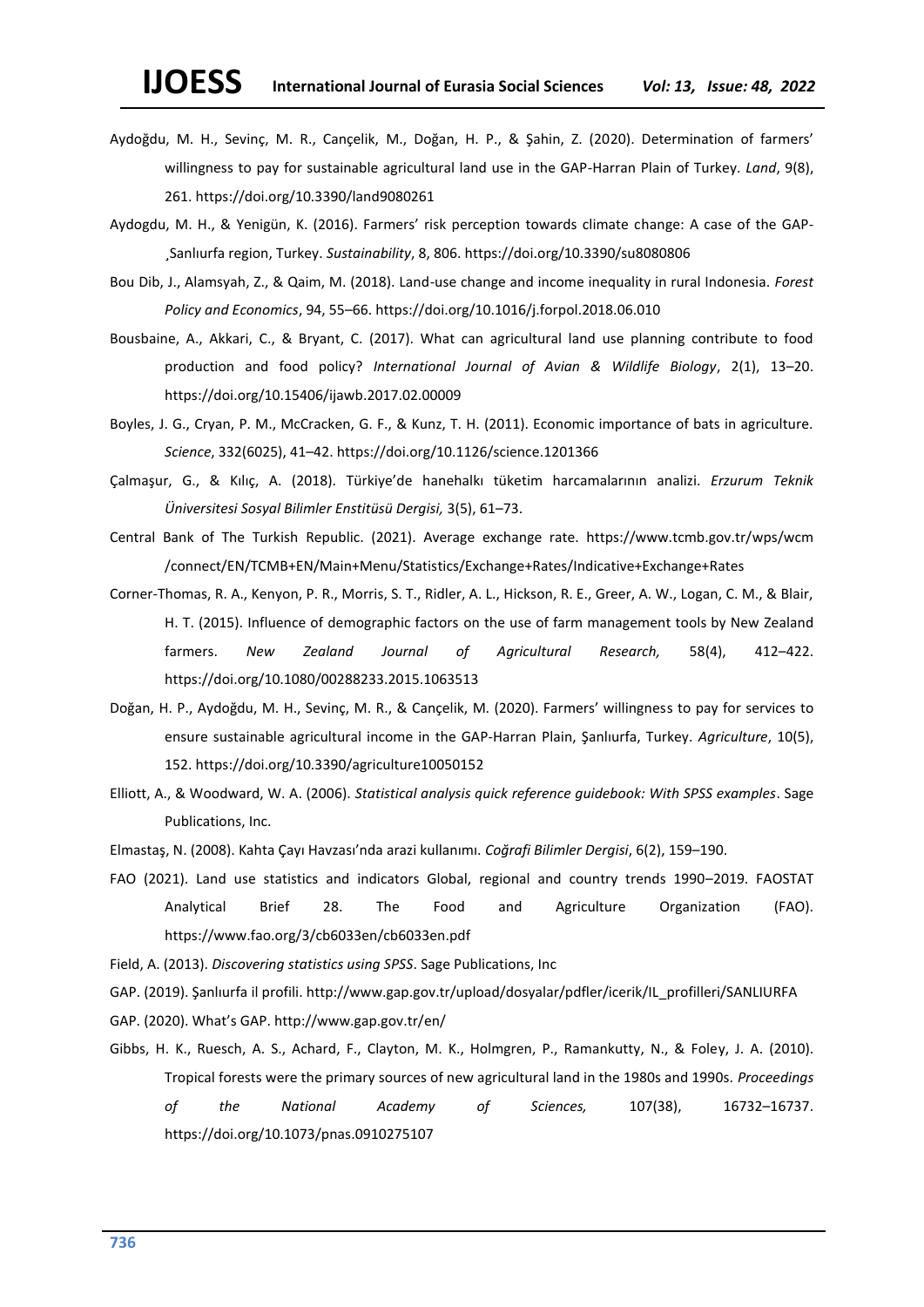Aydoğdu, M. H., Sevinç, M. R., Cançelik, M., Doğan, H. P., & Şahin, Z. (2020). Determination of farmers' willingness to pay for sustainable agricultural land use in the GAP-Harran Plain of Turkey. *Land*, 9(8), 261. https://doi.org/10.3390/land9080261

Aydogdu, M. H., & Yenigün, K. (2016). Farmers' risk perception towards climate change: A case of the GAP-¸Sanlıurfa region, Turkey. *Sustainability*, 8, 806. https://doi.org/10.3390/su8080806

Bou Dib, J., Alamsyah, Z., & Qaim, M. (2018). Land-use change and income inequality in rural Indonesia. *Forest Policy and Economics*, 94, 55–66. https://doi.org/10.1016/j.forpol.2018.06.010

Bousbaine, A., Akkari, C., & Bryant, C. (2017). What can agricultural land use planning contribute to food production and food policy? *International Journal of Avian & Wildlife Biology*, 2(1), 13–20. https://doi.org/10.15406/ijawb.2017.02.00009

Boyles, J. G., Cryan, P. M., McCracken, G. F., & Kunz, T. H. (2011). Economic importance of bats in agriculture. *Science*, 332(6025), 41–42. https://doi.org/10.1126/science.1201366

Çalmaşur, G., & Kılıç, A. (2018). Türkiye'de hanehalkı tüketim harcamalarının analizi. *Erzurum Teknik Üniversitesi Sosyal Bilimler Enstitüsü Dergisi,* 3(5), 61–73.

Central Bank of The Turkish Republic. (2021). Average exchange rate. https://www.tcmb.gov.tr/wps/wcm/connect/EN/TCMB+EN/Main+Menu/Statistics/Exchange+Rates/Indicative+Exchange+Rates

Corner-Thomas, R. A., Kenyon, P. R., Morris, S. T., Ridler, A. L., Hickson, R. E., Greer, A. W., Logan, C. M., & Blair, H. T. (2015). Influence of demographic factors on the use of farm management tools by New Zealand farmers. *New Zealand Journal of Agricultural Research,* 58(4), 412–422. https://doi.org/10.1080/00288233.2015.1063513

Doğan, H. P., Aydoğdu, M. H., Sevinç, M. R., & Cançelik, M. (2020). Farmers' willingness to pay for services to ensure sustainable agricultural income in the GAP-Harran Plain, Şanlıurfa, Turkey. *Agriculture*, 10(5), 152. https://doi.org/10.3390/agriculture10050152

Elliott, A., & Woodward, W. A. (2006). *Statistical analysis quick reference guidebook: With SPSS examples*. Sage Publications, Inc.

Elmastaş, N. (2008). Kahta Çayı Havzası'nda arazi kullanımı. *Coğrafi Bilimler Dergisi*, 6(2), 159–190.

FAO (2021). Land use statistics and indicators Global, regional and country trends 1990–2019. FAOSTAT Analytical Brief 28. The Food and Agriculture Organization (FAO). https://www.fao.org/3/cb6033en/cb6033en.pdf

Field, A. (2013). *Discovering statistics using SPSS*. Sage Publications, Inc

GAP. (2019). Şanlıurfa il profili. http://www.gap.gov.tr/upload/dosyalar/pdfler/icerik/IL_profilleri/SANLIURFA

GAP. (2020). What's GAP. http://www.gap.gov.tr/en/

Gibbs, H. K., Ruesch, A. S., Achard, F., Clayton, M. K., Holmgren, P., Ramankutty, N., & Foley, J. A. (2010). Tropical forests were the primary sources of new agricultural land in the 1980s and 1990s. *Proceedings of the National Academy of Sciences,* 107(38), 16732–16737. https://doi.org/10.1073/pnas.0910275107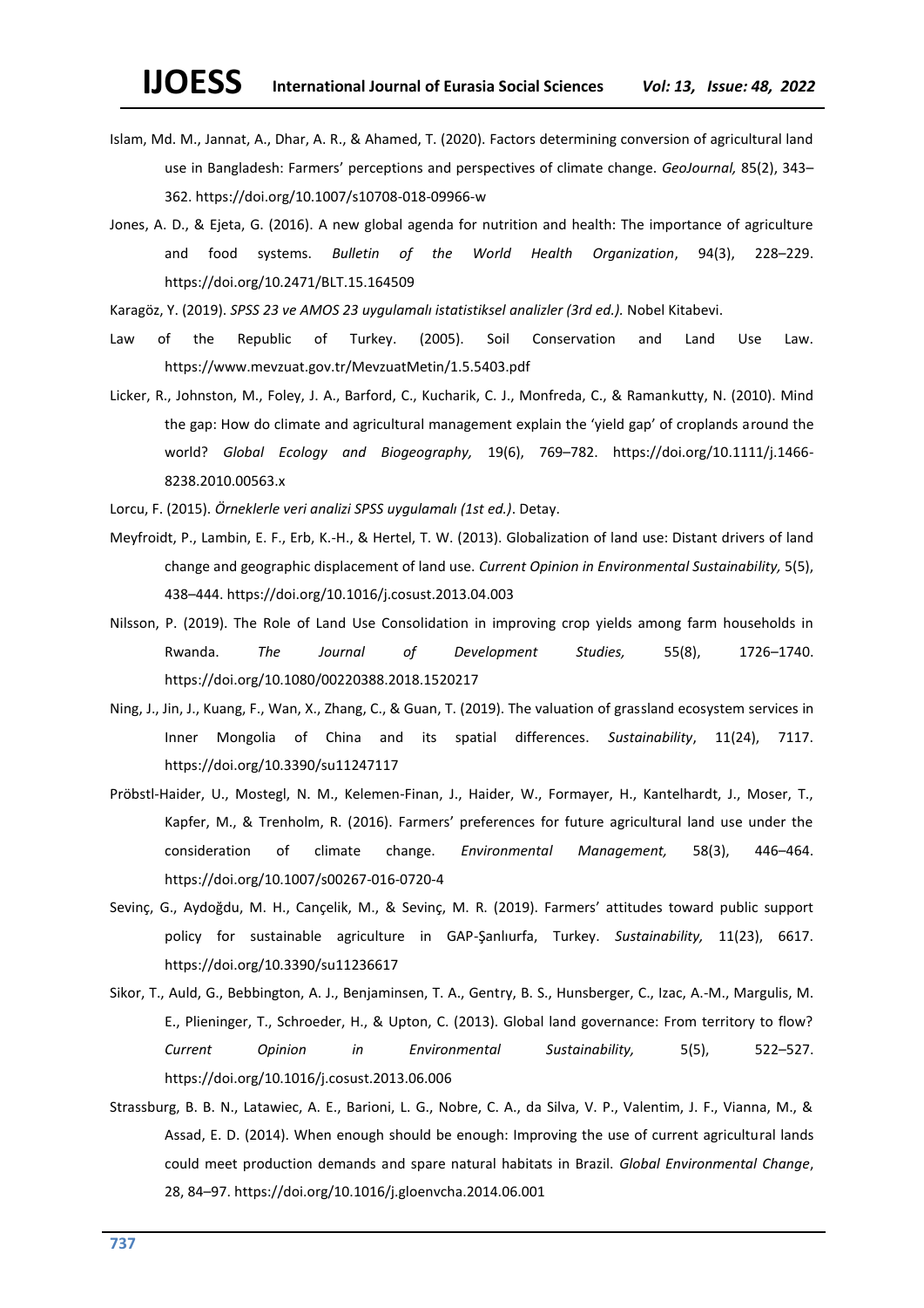Islam, Md. M., Jannat, A., Dhar, A. R., & Ahamed, T. (2020). Factors determining conversion of agricultural land use in Bangladesh: Farmers' perceptions and perspectives of climate change. *GeoJournal,* 85(2), 343–362. https://doi.org/10.1007/s10708-018-09966-w

Jones, A. D., & Ejeta, G. (2016). A new global agenda for nutrition and health: The importance of agriculture and food systems. *Bulletin of the World Health Organization*, 94(3), 228–229. https://doi.org/10.2471/BLT.15.164509

Karagöz, Y. (2019). *SPSS 23 ve AMOS 23 uygulamalı istatistiksel analizler (3rd ed.).* Nobel Kitabevi.

Law of the Republic of Turkey. (2005). Soil Conservation and Land Use Law. https://www.mevzuat.gov.tr/MevzuatMetin/1.5.5403.pdf

Licker, R., Johnston, M., Foley, J. A., Barford, C., Kucharik, C. J., Monfreda, C., & Ramankutty, N. (2010). Mind the gap: How do climate and agricultural management explain the 'yield gap' of croplands around the world? *Global Ecology and Biogeography,* 19(6), 769–782. https://doi.org/10.1111/j.1466-8238.2010.00563.x

Lorcu, F. (2015). *Örneklerle veri analizi SPSS uygulamalı (1st ed.)*. Detay.

Meyfroidt, P., Lambin, E. F., Erb, K.-H., & Hertel, T. W. (2013). Globalization of land use: Distant drivers of land change and geographic displacement of land use. *Current Opinion in Environmental Sustainability,* 5(5), 438–444. https://doi.org/10.1016/j.cosust.2013.04.003

Nilsson, P. (2019). The Role of Land Use Consolidation in improving crop yields among farm households in Rwanda. *The Journal of Development Studies,* 55(8), 1726–1740. https://doi.org/10.1080/00220388.2018.1520217

Ning, J., Jin, J., Kuang, F., Wan, X., Zhang, C., & Guan, T. (2019). The valuation of grassland ecosystem services in Inner Mongolia of China and its spatial differences. *Sustainability*, 11(24), 7117. https://doi.org/10.3390/su11247117

Pröbstl-Haider, U., Mostegl, N. M., Kelemen-Finan, J., Haider, W., Formayer, H., Kantelhardt, J., Moser, T., Kapfer, M., & Trenholm, R. (2016). Farmers' preferences for future agricultural land use under the consideration of climate change. *Environmental Management,* 58(3), 446–464. https://doi.org/10.1007/s00267-016-0720-4

Sevinç, G., Aydoğdu, M. H., Cançelik, M., & Sevinç, M. R. (2019). Farmers' attitudes toward public support policy for sustainable agriculture in GAP-Şanlıurfa, Turkey. *Sustainability,* 11(23), 6617. https://doi.org/10.3390/su11236617

Sikor, T., Auld, G., Bebbington, A. J., Benjaminsen, T. A., Gentry, B. S., Hunsberger, C., Izac, A.-M., Margulis, M. E., Plieninger, T., Schroeder, H., & Upton, C. (2013). Global land governance: From territory to flow? *Current Opinion in Environmental Sustainability,* 5(5), 522–527. https://doi.org/10.1016/j.cosust.2013.06.006

Strassburg, B. B. N., Latawiec, A. E., Barioni, L. G., Nobre, C. A., da Silva, V. P., Valentim, J. F., Vianna, M., & Assad, E. D. (2014). When enough should be enough: Improving the use of current agricultural lands could meet production demands and spare natural habitats in Brazil. *Global Environmental Change*, 28, 84–97. https://doi.org/10.1016/j.gloenvcha.2014.06.001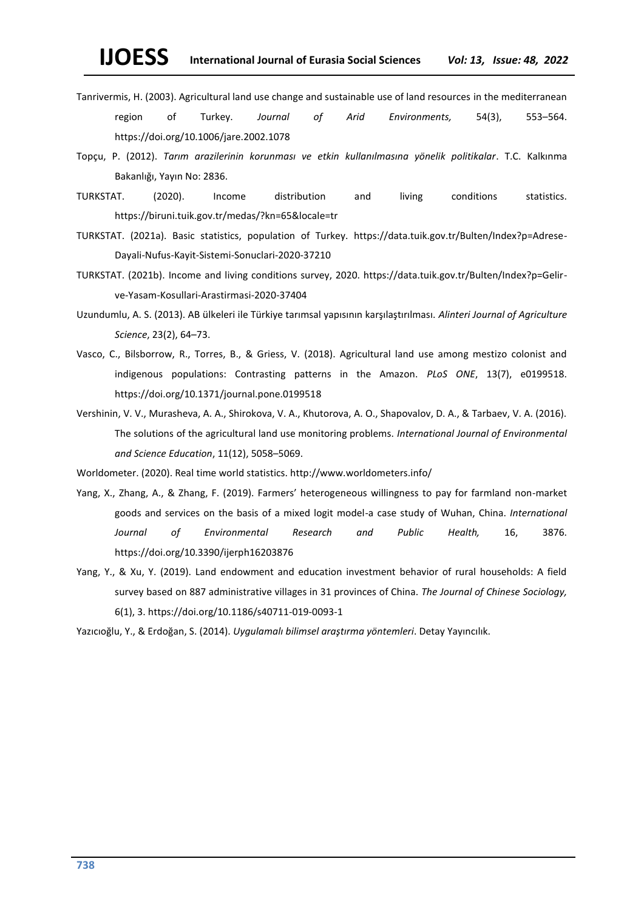Tanrivermis, H. (2003). Agricultural land use change and sustainable use of land resources in the mediterranean region of Turkey. *Journal of Arid Environments,* 54(3), 553–564. https://doi.org/10.1006/jare.2002.1078

Topçu, P. (2012). *Tarım arazilerinin korunması ve etkin kullanılmasına yönelik politikalar*. T.C. Kalkınma Bakanlığı, Yayın No: 2836.

TURKSTAT. (2020). Income distribution and living conditions statistics. https://biruni.tuik.gov.tr/medas/?kn=65&locale=tr

TURKSTAT. (2021a). Basic statistics, population of Turkey. https://data.tuik.gov.tr/Bulten/Index?p=Adrese-Dayali-Nufus-Kayit-Sistemi-Sonuclari-2020-37210

TURKSTAT. (2021b). Income and living conditions survey, 2020. https://data.tuik.gov.tr/Bulten/Index?p=Gelir-ve-Yasam-Kosullari-Arastirmasi-2020-37404

Uzundumlu, A. S. (2013). AB ülkeleri ile Türkiye tarımsal yapısının karşılaştırılması. *Alinteri Journal of Agriculture Science*, 23(2), 64–73.

Vasco, C., Bilsborrow, R., Torres, B., & Griess, V. (2018). Agricultural land use among mestizo colonist and indigenous populations: Contrasting patterns in the Amazon. *PLoS ONE*, 13(7), e0199518. https://doi.org/10.1371/journal.pone.0199518

Vershinin, V. V., Murasheva, A. A., Shirokova, V. A., Khutorova, A. O., Shapovalov, D. A., & Tarbaev, V. A. (2016). The solutions of the agricultural land use monitoring problems. *International Journal of Environmental and Science Education*, 11(12), 5058–5069.

Worldometer. (2020). Real time world statistics. http://www.worldometers.info/

Yang, X., Zhang, A., & Zhang, F. (2019). Farmers' heterogeneous willingness to pay for farmland non-market goods and services on the basis of a mixed logit model-a case study of Wuhan, China. *International Journal of Environmental Research and Public Health,* 16, 3876. https://doi.org/10.3390/ijerph16203876

Yang, Y., & Xu, Y. (2019). Land endowment and education investment behavior of rural households: A field survey based on 887 administrative villages in 31 provinces of China. *The Journal of Chinese Sociology,* 6(1), 3. https://doi.org/10.1186/s40711-019-0093-1

Yazıcıoğlu, Y., & Erdoğan, S. (2014). *Uygulamalı bilimsel araştırma yöntemleri*. Detay Yayıncılık.